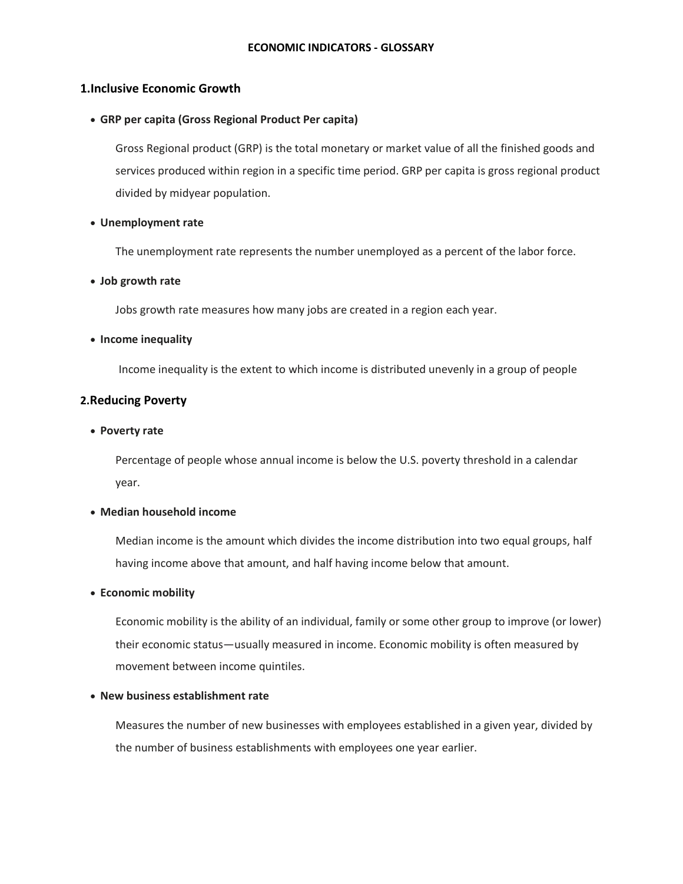# ECONOMIC INDICATORS - GLOSSARY

## 1.Inclusive Economic Growth

- **GRP per capita (Gross Regional Product Per capita)**

  Gross Regional product (GRP) is the total monetary or market value of all the finished goods and services produced within region in a specific time period. GRP per capita is gross regional product divided by midyear population.

- **Unemployment rate**

  The unemployment rate represents the number unemployed as a percent of the labor force.

- **Job growth rate**

  Jobs growth rate measures how many jobs are created in a region each year.

- **Income inequality**

  Income inequality is the extent to which income is distributed unevenly in a group of people

## 2.Reducing Poverty

- **Poverty rate**

  Percentage of people whose annual income is below the U.S. poverty threshold in a calendar year.

- **Median household income**

  Median income is the amount which divides the income distribution into two equal groups, half having income above that amount, and half having income below that amount.

- **Economic mobility**

  Economic mobility is the ability of an individual, family or some other group to improve (or lower) their economic status—usually measured in income. Economic mobility is often measured by movement between income quintiles.

- **New business establishment rate**

  Measures the number of new businesses with employees established in a given year, divided by the number of business establishments with employees one year earlier.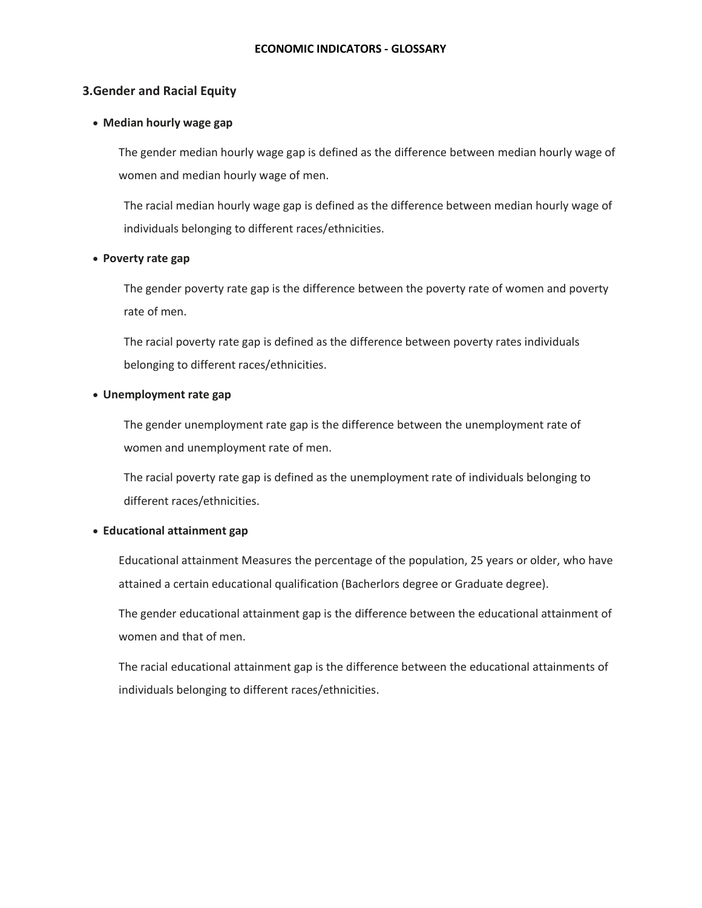**ECONOMIC INDICATORS - GLOSSARY**

## 3.Gender and Racial Equity

- **Median hourly wage gap**

  The gender median hourly wage gap is defined as the difference between median hourly wage of women and median hourly wage of men.

  The racial median hourly wage gap is defined as the difference between median hourly wage of individuals belonging to different races/ethnicities.

- **Poverty rate gap**

  The gender poverty rate gap is the difference between the poverty rate of women and poverty rate of men.

  The racial poverty rate gap is defined as the difference between poverty rates individuals belonging to different races/ethnicities.

- **Unemployment rate gap**

  The gender unemployment rate gap is the difference between the unemployment rate of women and unemployment rate of men.

  The racial poverty rate gap is defined as the unemployment rate of individuals belonging to different races/ethnicities.

- **Educational attainment gap**

  Educational attainment Measures the percentage of the population, 25 years or older, who have attained a certain educational qualification (Bacherlors degree or Graduate degree).

  The gender educational attainment gap is the difference between the educational attainment of women and that of men.

  The racial educational attainment gap is the difference between the educational attainments of individuals belonging to different races/ethnicities.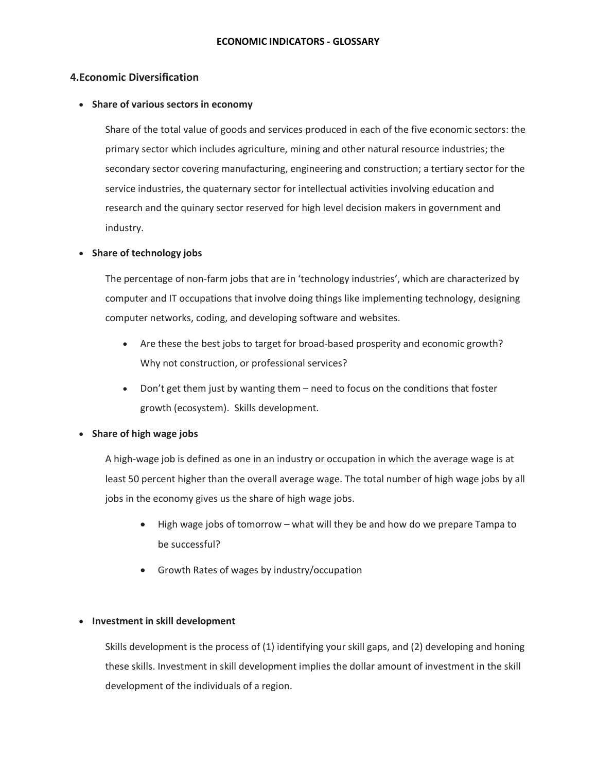ECONOMIC INDICATORS - GLOSSARY

## 4.Economic Diversification

- **Share of various sectors in economy**

  Share of the total value of goods and services produced in each of the five economic sectors: the primary sector which includes agriculture, mining and other natural resource industries; the secondary sector covering manufacturing, engineering and construction; a tertiary sector for the service industries, the quaternary sector for intellectual activities involving education and research and the quinary sector reserved for high level decision makers in government and industry.

- **Share of technology jobs**

  The percentage of non-farm jobs that are in 'technology industries', which are characterized by computer and IT occupations that involve doing things like implementing technology, designing computer networks, coding, and developing software and websites.

  - Are these the best jobs to target for broad-based prosperity and economic growth? Why not construction, or professional services?
  - Don't get them just by wanting them – need to focus on the conditions that foster growth (ecosystem). Skills development.

- **Share of high wage jobs**

  A high-wage job is defined as one in an industry or occupation in which the average wage is at least 50 percent higher than the overall average wage. The total number of high wage jobs by all jobs in the economy gives us the share of high wage jobs.

  - High wage jobs of tomorrow – what will they be and how do we prepare Tampa to be successful?
  - Growth Rates of wages by industry/occupation

- **Investment in skill development**

  Skills development is the process of (1) identifying your skill gaps, and (2) developing and honing these skills. Investment in skill development implies the dollar amount of investment in the skill development of the individuals of a region.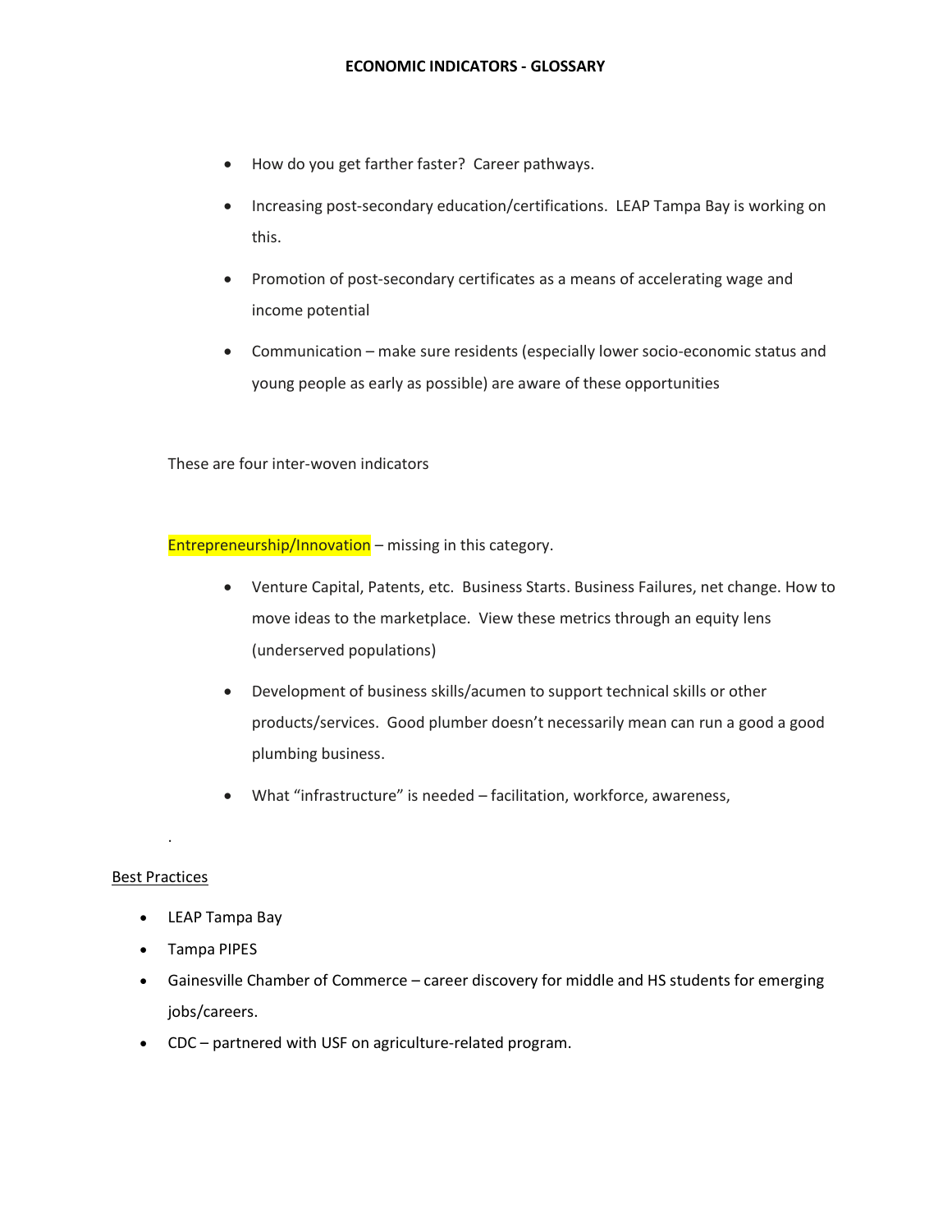# ECONOMIC INDICATORS - GLOSSARY

- How do you get farther faster? Career pathways.
- Increasing post-secondary education/certifications. LEAP Tampa Bay is working on this.
- Promotion of post-secondary certificates as a means of accelerating wage and income potential
- Communication – make sure residents (especially lower socio-economic status and young people as early as possible) are aware of these opportunities

These are four inter-woven indicators

Entrepreneurship/Innovation – missing in this category.

- Venture Capital, Patents, etc. Business Starts. Business Failures, net change. How to move ideas to the marketplace. View these metrics through an equity lens (underserved populations)
- Development of business skills/acumen to support technical skills or other products/services. Good plumber doesn't necessarily mean can run a good a good plumbing business.
- What "infrastructure" is needed – facilitation, workforce, awareness,

.

<u>Best Practices</u>

- LEAP Tampa Bay
- Tampa PIPES
- Gainesville Chamber of Commerce – career discovery for middle and HS students for emerging jobs/careers.
- CDC – partnered with USF on agriculture-related program.